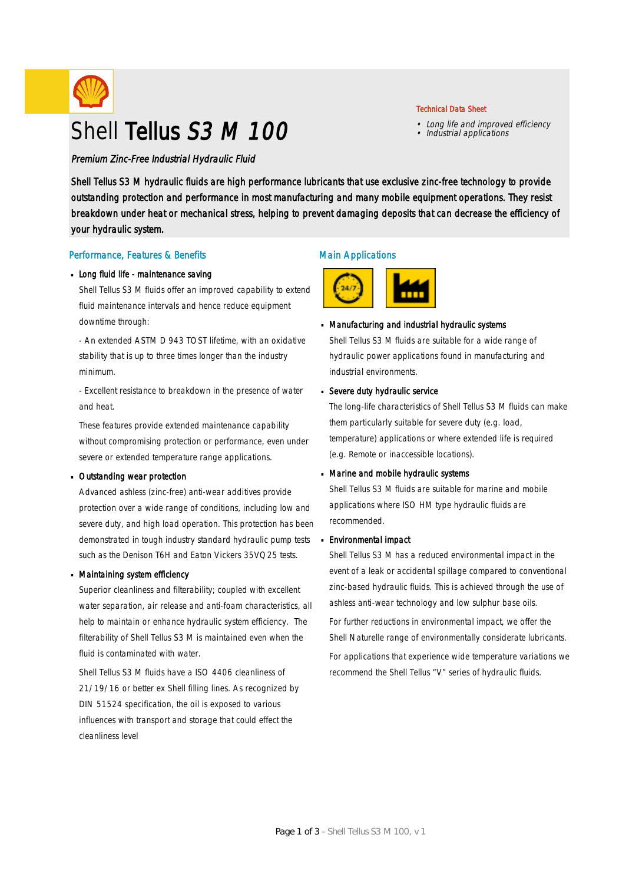Technical Data Sheet

- *Long life and improved efficiency*
- *Industrial applications*

# Shell **Tellus** ***S3 M 100***

*Premium Zinc-Free Industrial Hydraulic Fluid*

Shell Tellus S3 M hydraulic fluids are high performance lubricants that use exclusive zinc-free technology to provide outstanding protection and performance in most manufacturing and many mobile equipment operations. They resist breakdown under heat or mechanical stress, helping to prevent damaging deposits that can decrease the efficiency of your hydraulic system.

## Performance, Features & Benefits

- **Long fluid life - maintenance saving**

  Shell Tellus S3 M fluids offer an improved capability to extend fluid maintenance intervals and hence reduce equipment downtime through:

  - An extended ASTM D 943 TOST lifetime, with an oxidative stability that is up to three times longer than the industry minimum.

  - Excellent resistance to breakdown in the presence of water and heat.

  These features provide extended maintenance capability without compromising protection or performance, even under severe or extended temperature range applications.

- **Outstanding wear protection**

  Advanced ashless (zinc-free) anti-wear additives provide protection over a wide range of conditions, including low and severe duty, and high load operation. This protection has been demonstrated in tough industry standard hydraulic pump tests such as the Denison T6H and Eaton Vickers 35VQ25 tests.

- **Maintaining system efficiency**

  Superior cleanliness and filterability; coupled with excellent water separation, air release and anti-foam characteristics, all help to maintain or enhance hydraulic system efficiency. The filterability of Shell Tellus S3 M is maintained even when the fluid is contaminated with water.

  Shell Tellus S3 M fluids have a ISO 4406 cleanliness of 21/19/16 or better ex Shell filling lines. As recognized by DIN 51524 specification, the oil is exposed to various influences with transport and storage that could effect the cleanliness level

## Main Applications

- **Manufacturing and industrial hydraulic systems**

  Shell Tellus S3 M fluids are suitable for a wide range of hydraulic power applications found in manufacturing and industrial environments.

- **Severe duty hydraulic service**

  The long-life characteristics of Shell Tellus S3 M fluids can make them particularly suitable for severe duty (e.g. load, temperature) applications or where extended life is required (e.g. Remote or inaccessible locations).

- **Marine and mobile hydraulic systems**

  Shell Tellus S3 M fluids are suitable for marine and mobile applications where ISO HM type hydraulic fluids are recommended.

- **Environmental impact**

  Shell Tellus S3 M has a reduced environmental impact in the event of a leak or accidental spillage compared to conventional zinc-based hydraulic fluids. This is achieved through the use of ashless anti-wear technology and low sulphur base oils.

  For further reductions in environmental impact, we offer the Shell Naturelle range of environmentally considerate lubricants.

  For applications that experience wide temperature variations we recommend the Shell Tellus "V" series of hydraulic fluids.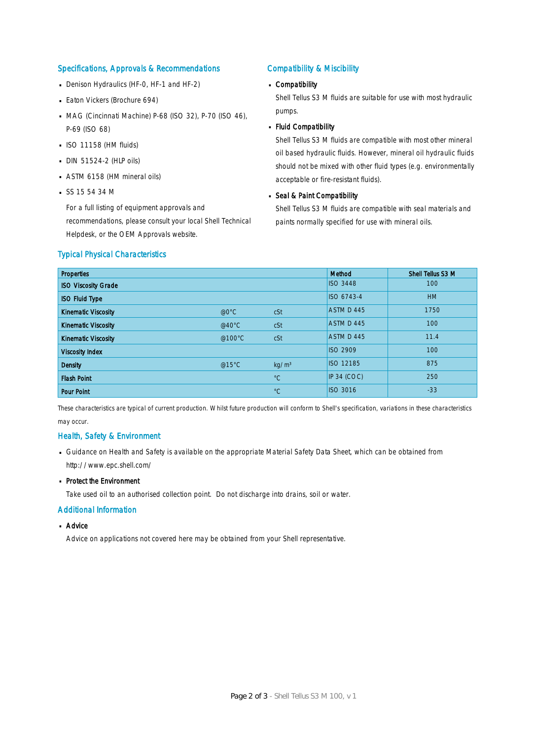## Specifications, Approvals & Recommendations

- Denison Hydraulics (HF-0, HF-1 and HF-2)
- Eaton Vickers (Brochure 694)
- MAG (Cincinnati Machine) P-68 (ISO 32), P-70 (ISO 46), P-69 (ISO 68)
- ISO 11158 (HM fluids)
- DIN 51524-2 (HLP oils)
- ASTM 6158 (HM mineral oils)
- SS 15 54 34 M

  For a full listing of equipment approvals and recommendations, please consult your local Shell Technical Helpdesk, or the OEM Approvals website.

## Compatibility & Miscibility

- **Compatibility**

  Shell Tellus S3 M fluids are suitable for use with most hydraulic pumps.

- **Fluid Compatibility**

  Shell Tellus S3 M fluids are compatible with most other mineral oil based hydraulic fluids. However, mineral oil hydraulic fluids should not be mixed with other fluid types (e.g. environmentally acceptable or fire-resistant fluids).

- **Seal & Paint Compatibility**

  Shell Tellus S3 M fluids are compatible with seal materials and paints normally specified for use with mineral oils.

## Typical Physical Characteristics

| Properties | | | Method | Shell Tellus S3 M |
|---|---|---|---|---|
| ISO Viscosity Grade | | | ISO 3448 | 100 |
| ISO Fluid Type | | | ISO 6743-4 | HM |
| Kinematic Viscosity | @0°C | cSt | ASTM D 445 | 1750 |
| Kinematic Viscosity | @40°C | cSt | ASTM D 445 | 100 |
| Kinematic Viscosity | @100°C | cSt | ASTM D 445 | 11.4 |
| Viscosity Index | | | ISO 2909 | 100 |
| Density | @15°C | kg/m³ | ISO 12185 | 875 |
| Flash Point | | °C | IP 34 (COC) | 250 |
| Pour Point | | °C | ISO 3016 | -33 |

These characteristics are typical of current production. Whilst future production will conform to Shell's specification, variations in these characteristics may occur.

## Health, Safety & Environment

- Guidance on Health and Safety is available on the appropriate Material Safety Data Sheet, which can be obtained from http://www.epc.shell.com/
- **Protect the Environment**

  Take used oil to an authorised collection point. Do not discharge into drains, soil or water.

## Additional Information

- **Advice**

  Advice on applications not covered here may be obtained from your Shell representative.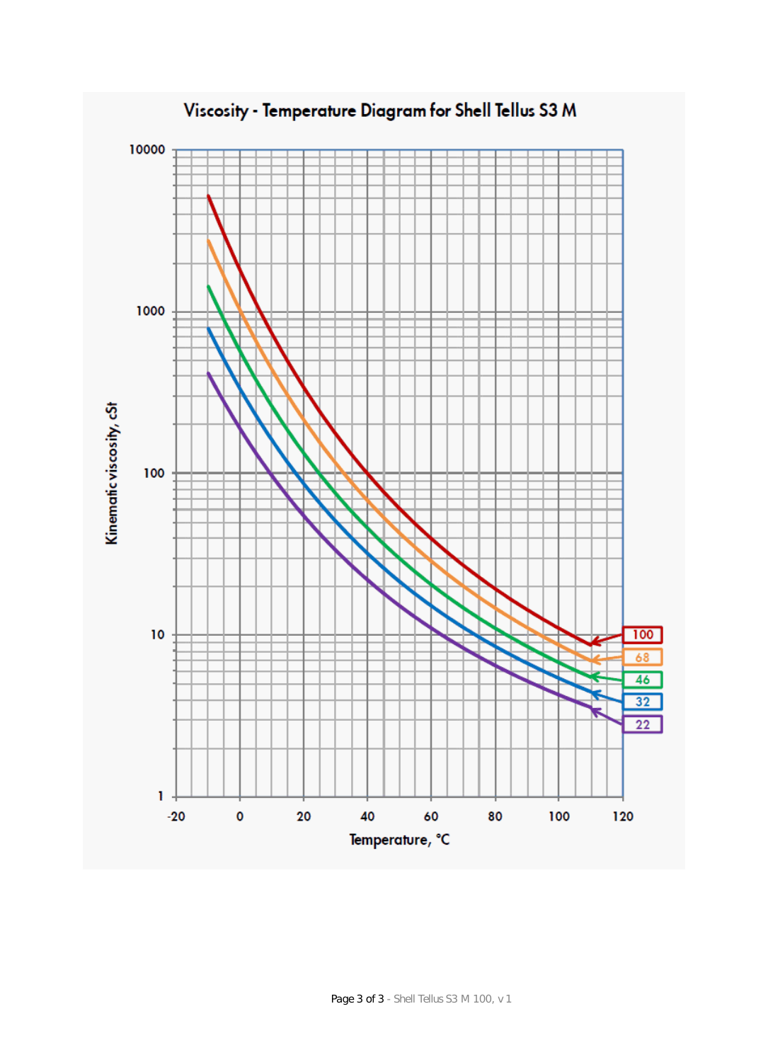## Viscosity - Temperature Diagram for Shell Tellus S3 M

Kinematic viscosity, cSt

10000

1000

100

10

1

-20

0

20

40

60

80

100

120

Temperature, °C

100

68

46

32

22